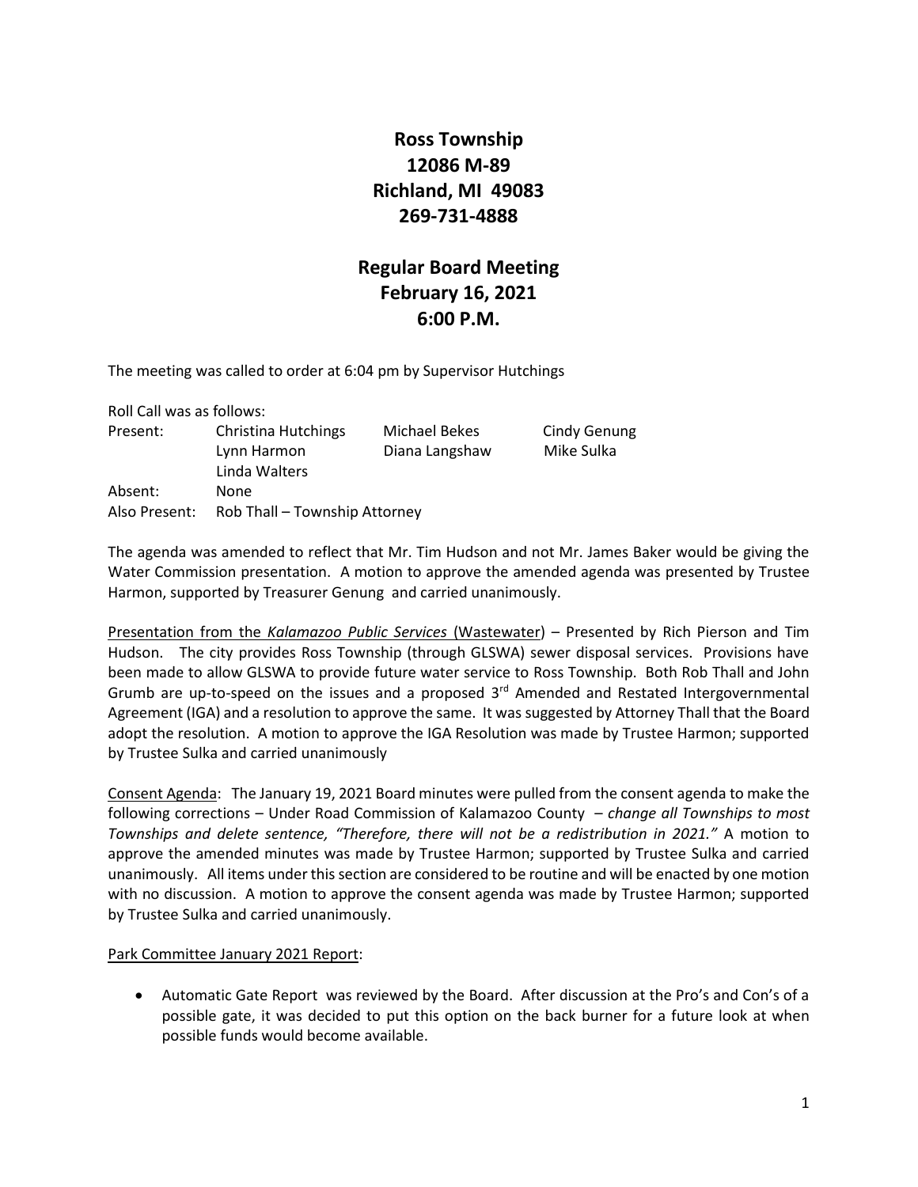# Ross Township
## 12086 M-89
## Richland, MI 49083
## 269-731-4888

## Regular Board Meeting
## February 16, 2021
## 6:00 P.M.

The meeting was called to order at 6:04 pm by Supervisor Hutchings

Roll Call was as follows:

| | | | |
|---|---|---|---|
| Present: | Christina Hutchings | Michael Bekes | Cindy Genung |
| | Lynn Harmon | Diana Langshaw | Mike Sulka |
| | Linda Walters | | |
| Absent: | None | | |
| Also Present: | Rob Thall – Township Attorney | | |

The agenda was amended to reflect that Mr. Tim Hudson and not Mr. James Baker would be giving the Water Commission presentation. A motion to approve the amended agenda was presented by Trustee Harmon, supported by Treasurer Genung and carried unanimously.

<u>Presentation from the *Kalamazoo Public Services* (Wastewater)</u> – Presented by Rich Pierson and Tim Hudson. The city provides Ross Township (through GLSWA) sewer disposal services. Provisions have been made to allow GLSWA to provide future water service to Ross Township. Both Rob Thall and John Grumb are up-to-speed on the issues and a proposed 3rd Amended and Restated Intergovernmental Agreement (IGA) and a resolution to approve the same. It was suggested by Attorney Thall that the Board adopt the resolution. A motion to approve the IGA Resolution was made by Trustee Harmon; supported by Trustee Sulka and carried unanimously

<u>Consent Agenda</u>: The January 19, 2021 Board minutes were pulled from the consent agenda to make the following corrections – Under Road Commission of Kalamazoo County – *change all Townships to most Townships and delete sentence, "Therefore, there will not be a redistribution in 2021."* A motion to approve the amended minutes was made by Trustee Harmon; supported by Trustee Sulka and carried unanimously. All items under this section are considered to be routine and will be enacted by one motion with no discussion. A motion to approve the consent agenda was made by Trustee Harmon; supported by Trustee Sulka and carried unanimously.

<u>Park Committee January 2021 Report</u>:

- Automatic Gate Report was reviewed by the Board. After discussion at the Pro's and Con's of a possible gate, it was decided to put this option on the back burner for a future look at when possible funds would become available.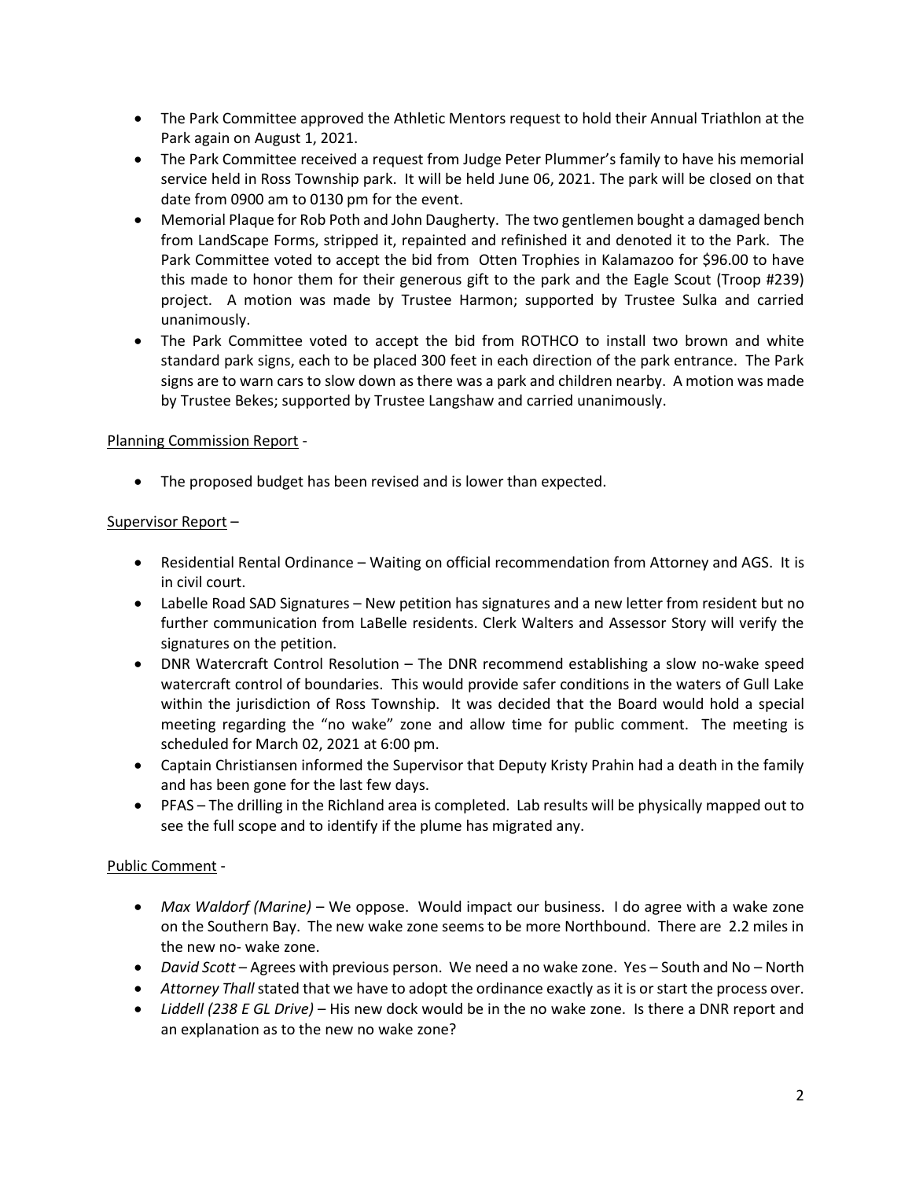- The Park Committee approved the Athletic Mentors request to hold their Annual Triathlon at the Park again on August 1, 2021.
- The Park Committee received a request from Judge Peter Plummer's family to have his memorial service held in Ross Township park. It will be held June 06, 2021. The park will be closed on that date from 0900 am to 0130 pm for the event.
- Memorial Plaque for Rob Poth and John Daugherty. The two gentlemen bought a damaged bench from LandScape Forms, stripped it, repainted and refinished it and denoted it to the Park. The Park Committee voted to accept the bid from Otten Trophies in Kalamazoo for $96.00 to have this made to honor them for their generous gift to the park and the Eagle Scout (Troop #239) project. A motion was made by Trustee Harmon; supported by Trustee Sulka and carried unanimously.
- The Park Committee voted to accept the bid from ROTHCO to install two brown and white standard park signs, each to be placed 300 feet in each direction of the park entrance. The Park signs are to warn cars to slow down as there was a park and children nearby. A motion was made by Trustee Bekes; supported by Trustee Langshaw and carried unanimously.

<u>Planning Commission Report</u> -

- The proposed budget has been revised and is lower than expected.

<u>Supervisor Report</u> –

- Residential Rental Ordinance – Waiting on official recommendation from Attorney and AGS. It is in civil court.
- Labelle Road SAD Signatures – New petition has signatures and a new letter from resident but no further communication from LaBelle residents. Clerk Walters and Assessor Story will verify the signatures on the petition.
- DNR Watercraft Control Resolution – The DNR recommend establishing a slow no-wake speed watercraft control of boundaries. This would provide safer conditions in the waters of Gull Lake within the jurisdiction of Ross Township. It was decided that the Board would hold a special meeting regarding the "no wake" zone and allow time for public comment. The meeting is scheduled for March 02, 2021 at 6:00 pm.
- Captain Christiansen informed the Supervisor that Deputy Kristy Prahin had a death in the family and has been gone for the last few days.
- PFAS – The drilling in the Richland area is completed. Lab results will be physically mapped out to see the full scope and to identify if the plume has migrated any.

<u>Public Comment</u> -

- *Max Waldorf (Marine)* – We oppose. Would impact our business. I do agree with a wake zone on the Southern Bay. The new wake zone seems to be more Northbound. There are 2.2 miles in the new no- wake zone.
- *David Scott* – Agrees with previous person. We need a no wake zone. Yes – South and No – North
- *Attorney Thall* stated that we have to adopt the ordinance exactly as it is or start the process over.
- *Liddell (238 E GL Drive)* – His new dock would be in the no wake zone. Is there a DNR report and an explanation as to the new no wake zone?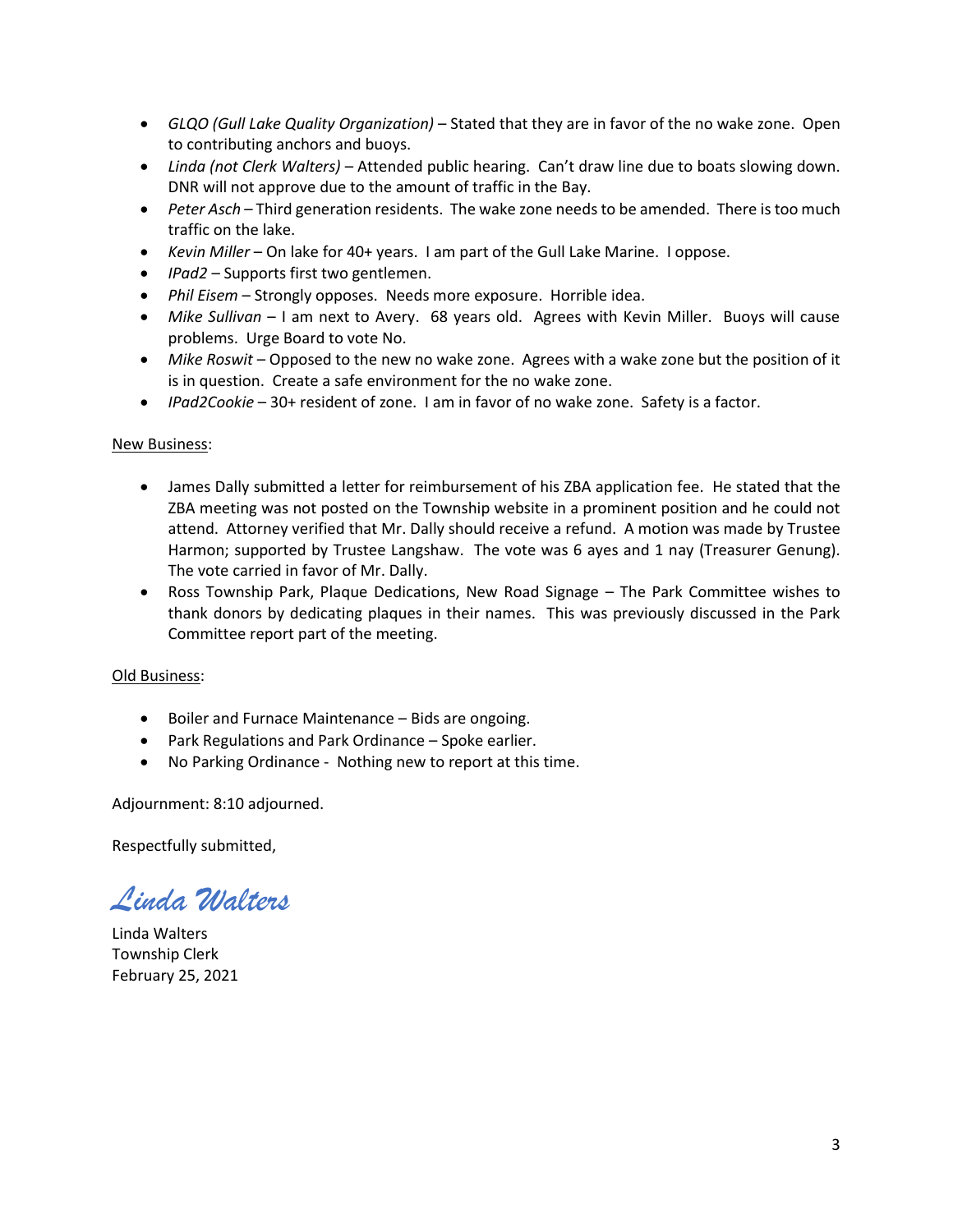- *GLQO (Gull Lake Quality Organization)* – Stated that they are in favor of the no wake zone. Open to contributing anchors and buoys.
- *Linda (not Clerk Walters)* – Attended public hearing. Can't draw line due to boats slowing down. DNR will not approve due to the amount of traffic in the Bay.
- *Peter Asch* – Third generation residents. The wake zone needs to be amended. There is too much traffic on the lake.
- *Kevin Miller* – On lake for 40+ years. I am part of the Gull Lake Marine. I oppose.
- *IPad2* – Supports first two gentlemen.
- *Phil Eisem* – Strongly opposes. Needs more exposure. Horrible idea.
- *Mike Sullivan* – I am next to Avery. 68 years old. Agrees with Kevin Miller. Buoys will cause problems. Urge Board to vote No.
- *Mike Roswit* – Opposed to the new no wake zone. Agrees with a wake zone but the position of it is in question. Create a safe environment for the no wake zone.
- *IPad2Cookie* – 30+ resident of zone. I am in favor of no wake zone. Safety is a factor.

<u>New Business</u>:

- James Dally submitted a letter for reimbursement of his ZBA application fee. He stated that the ZBA meeting was not posted on the Township website in a prominent position and he could not attend. Attorney verified that Mr. Dally should receive a refund. A motion was made by Trustee Harmon; supported by Trustee Langshaw. The vote was 6 ayes and 1 nay (Treasurer Genung). The vote carried in favor of Mr. Dally.
- Ross Township Park, Plaque Dedications, New Road Signage – The Park Committee wishes to thank donors by dedicating plaques in their names. This was previously discussed in the Park Committee report part of the meeting.

<u>Old Business</u>:

- Boiler and Furnace Maintenance – Bids are ongoing.
- Park Regulations and Park Ordinance – Spoke earlier.
- No Parking Ordinance - Nothing new to report at this time.

Adjournment: 8:10 adjourned.

Respectfully submitted,

*Linda Walters*

Linda Walters
Township Clerk
February 25, 2021